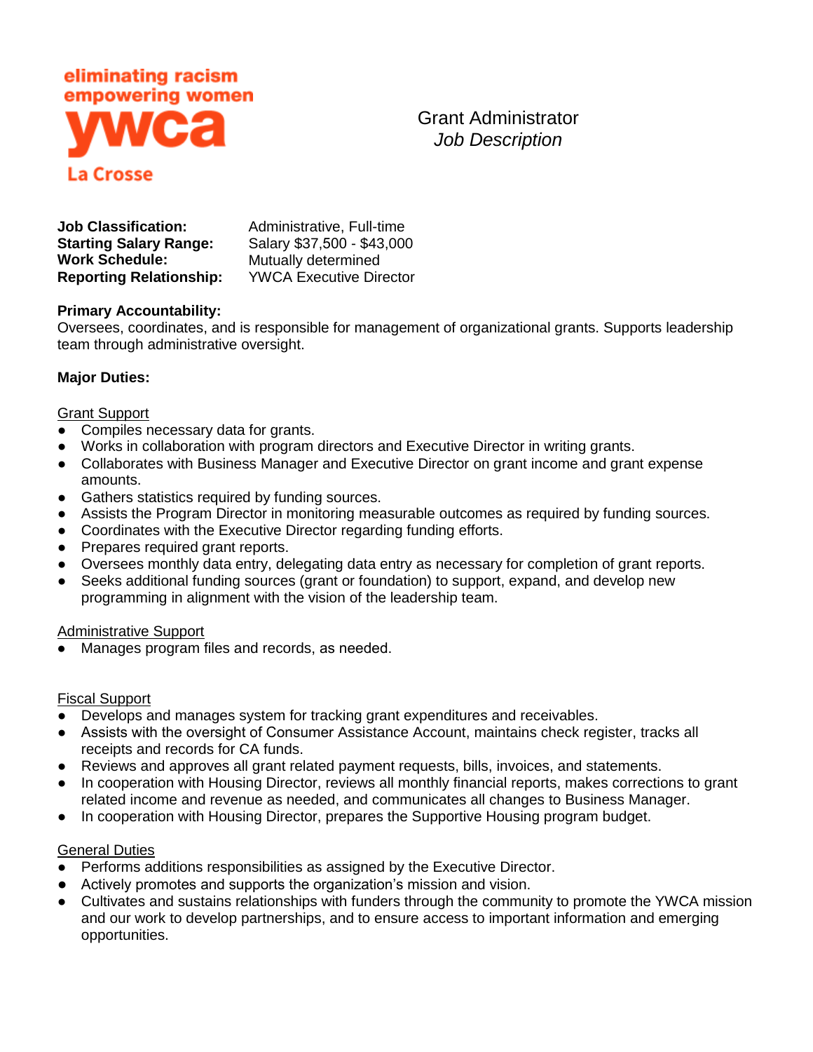eliminating racism
empowering women
**ywca**
La Crosse

# Grant Administrator
*Job Description*

| | |
|---|---|
| **Job Classification:** | Administrative, Full-time |
| **Starting Salary Range:** | Salary $37,500 - $43,000 |
| **Work Schedule:** | Mutually determined |
| **Reporting Relationship:** | YWCA Executive Director |

**Primary Accountability:**
Oversees, coordinates, and is responsible for management of organizational grants. Supports leadership team through administrative oversight.

**Major Duties:**

Grant Support

- Compiles necessary data for grants.
- Works in collaboration with program directors and Executive Director in writing grants.
- Collaborates with Business Manager and Executive Director on grant income and grant expense amounts.
- Gathers statistics required by funding sources.
- Assists the Program Director in monitoring measurable outcomes as required by funding sources.
- Coordinates with the Executive Director regarding funding efforts.
- Prepares required grant reports.
- Oversees monthly data entry, delegating data entry as necessary for completion of grant reports.
- Seeks additional funding sources (grant or foundation) to support, expand, and develop new programming in alignment with the vision of the leadership team.

Administrative Support

- Manages program files and records, as needed.

Fiscal Support

- Develops and manages system for tracking grant expenditures and receivables.
- Assists with the oversight of Consumer Assistance Account, maintains check register, tracks all receipts and records for CA funds.
- Reviews and approves all grant related payment requests, bills, invoices, and statements.
- In cooperation with Housing Director, reviews all monthly financial reports, makes corrections to grant related income and revenue as needed, and communicates all changes to Business Manager.
- In cooperation with Housing Director, prepares the Supportive Housing program budget.

General Duties

- Performs additions responsibilities as assigned by the Executive Director.
- Actively promotes and supports the organization's mission and vision.
- Cultivates and sustains relationships with funders through the community to promote the YWCA mission and our work to develop partnerships, and to ensure access to important information and emerging opportunities.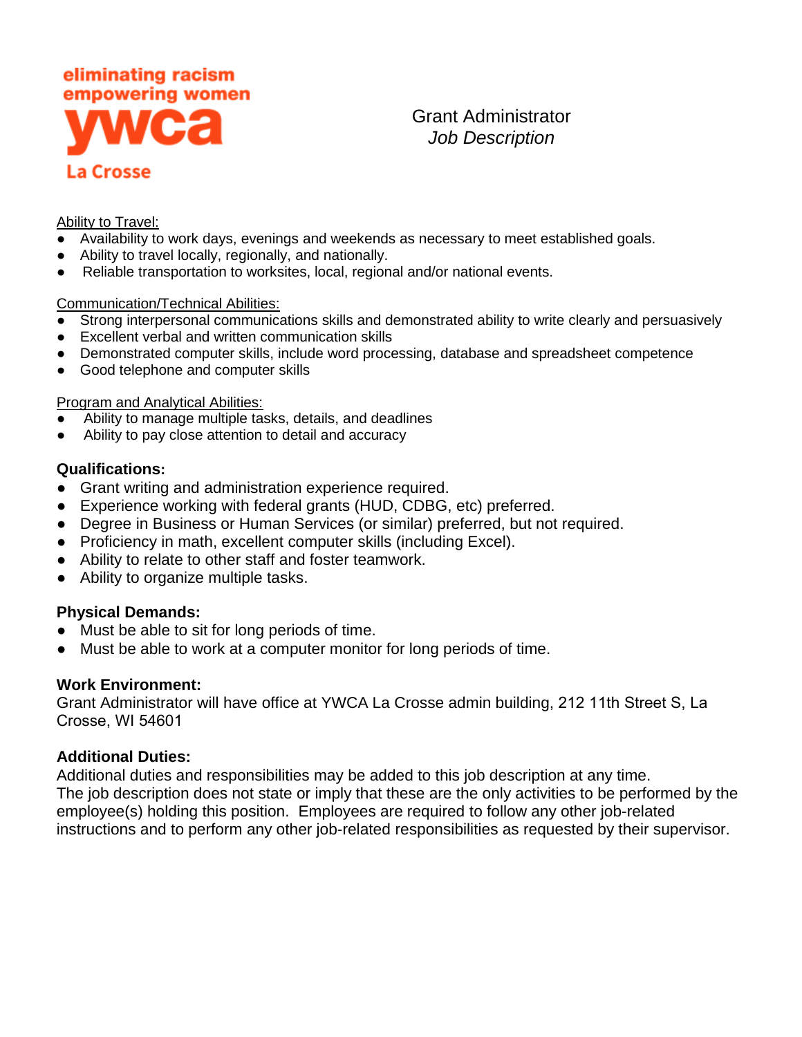eliminating racism
empowering women
**ywca**
La Crosse

Grant Administrator
*Job Description*

Ability to Travel:

- Availability to work days, evenings and weekends as necessary to meet established goals.
- Ability to travel locally, regionally, and nationally.
- Reliable transportation to worksites, local, regional and/or national events.

Communication/Technical Abilities:

- Strong interpersonal communications skills and demonstrated ability to write clearly and persuasively
- Excellent verbal and written communication skills
- Demonstrated computer skills, include word processing, database and spreadsheet competence
- Good telephone and computer skills

Program and Analytical Abilities:

- Ability to manage multiple tasks, details, and deadlines
- Ability to pay close attention to detail and accuracy

**Qualifications:**

- Grant writing and administration experience required.
- Experience working with federal grants (HUD, CDBG, etc) preferred.
- Degree in Business or Human Services (or similar) preferred, but not required.
- Proficiency in math, excellent computer skills (including Excel).
- Ability to relate to other staff and foster teamwork.
- Ability to organize multiple tasks.

**Physical Demands:**

- Must be able to sit for long periods of time.
- Must be able to work at a computer monitor for long periods of time.

**Work Environment:**

Grant Administrator will have office at YWCA La Crosse admin building, 212 11th Street S, La Crosse, WI 54601

**Additional Duties:**

Additional duties and responsibilities may be added to this job description at any time.
The job description does not state or imply that these are the only activities to be performed by the employee(s) holding this position. Employees are required to follow any other job-related instructions and to perform any other job-related responsibilities as requested by their supervisor.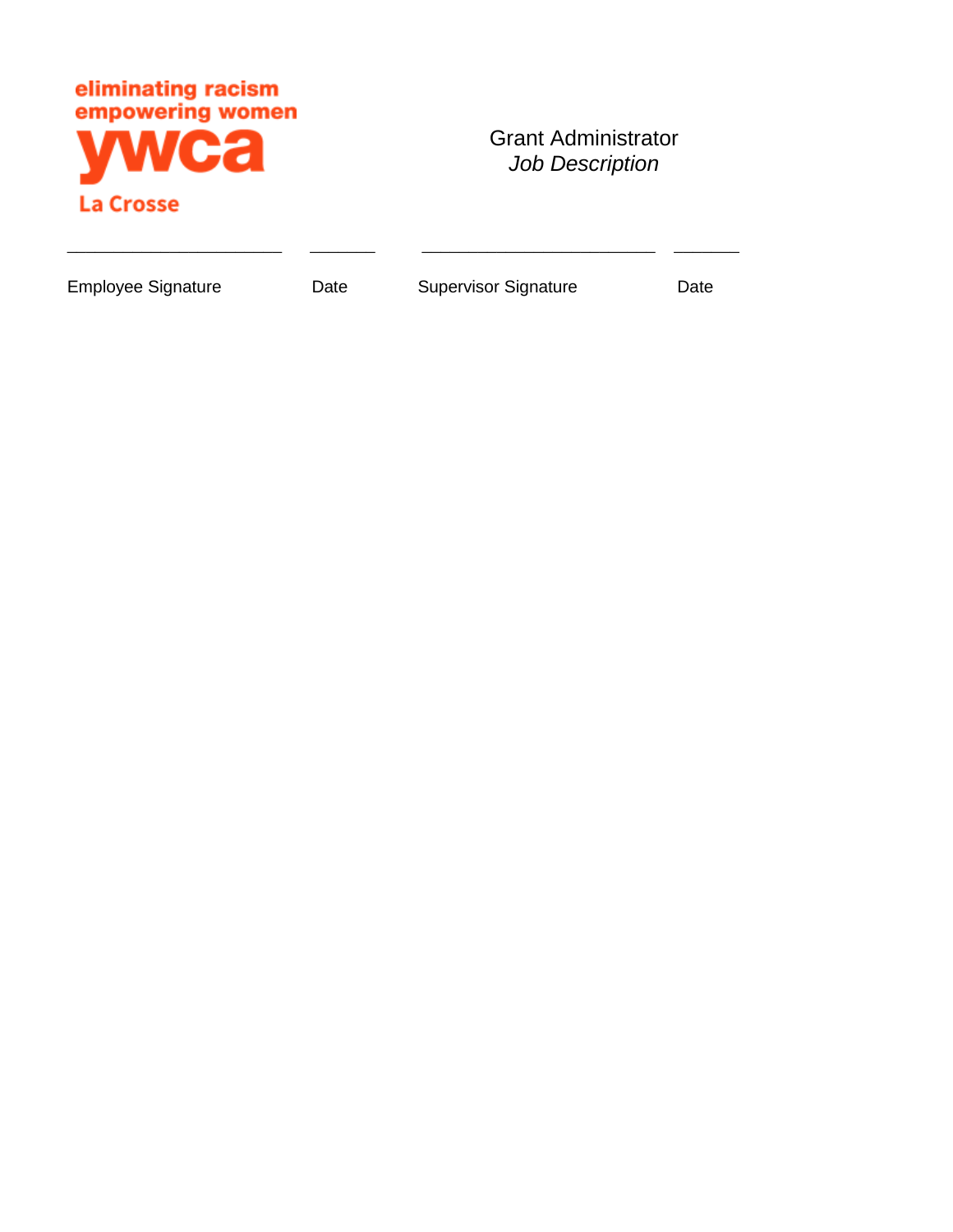eliminating racism
empowering women
ywca
La Crosse

Grant Administrator
*Job Description*

| | | | |
|---|---|---|---|
| ______________________ | _______ | ________________________ | _______ |
| Employee Signature | Date | Supervisor Signature | Date |